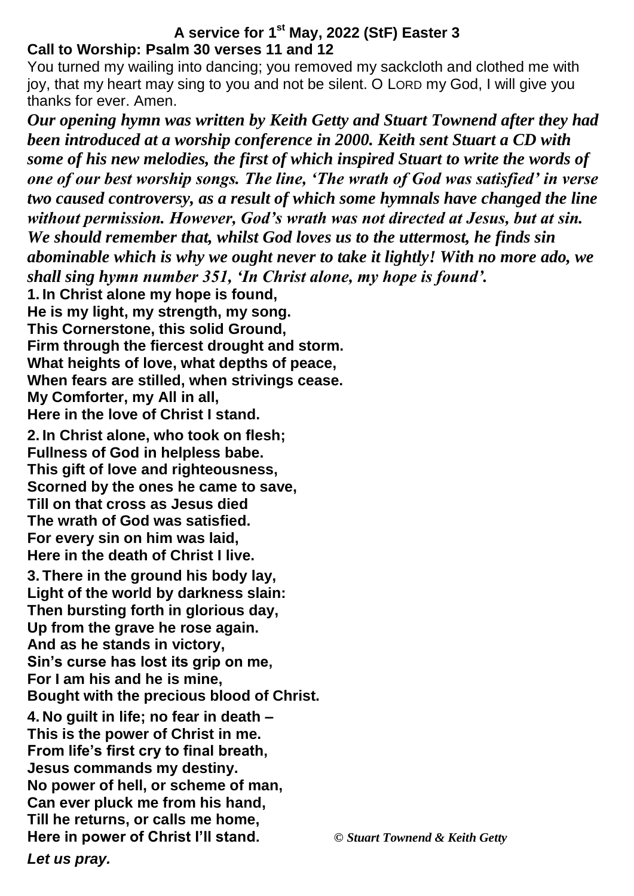# A service for 1st May, 2022 (StF) Easter 3

**Call to Worship: Psalm 30 verses 11 and 12**

You turned my wailing into dancing; you removed my sackcloth and clothed me with joy, that my heart may sing to you and not be silent. O LORD my God, I will give you thanks for ever. Amen.

***Our opening hymn was written by Keith Getty and Stuart Townend after they had been introduced at a worship conference in 2000. Keith sent Stuart a CD with some of his new melodies, the first of which inspired Stuart to write the words of one of our best worship songs. The line, 'The wrath of God was satisfied' in verse two caused controversy, as a result of which some hymnals have changed the line without permission. However, God's wrath was not directed at Jesus, but at sin. We should remember that, whilst God loves us to the uttermost, he finds sin abominable which is why we ought never to take it lightly! With no more ado, we shall sing hymn number 351, 'In Christ alone, my hope is found'.***

**1. In Christ alone my hope is found,
He is my light, my strength, my song.
This Cornerstone, this solid Ground,
Firm through the fiercest drought and storm.
What heights of love, what depths of peace,
When fears are stilled, when strivings cease.
My Comforter, my All in all,
Here in the love of Christ I stand.**

**2. In Christ alone, who took on flesh;
Fullness of God in helpless babe.
This gift of love and righteousness,
Scorned by the ones he came to save,
Till on that cross as Jesus died
The wrath of God was satisfied.
For every sin on him was laid,
Here in the death of Christ I live.**

**3. There in the ground his body lay,
Light of the world by darkness slain:
Then bursting forth in glorious day,
Up from the grave he rose again.
And as he stands in victory,
Sin's curse has lost its grip on me,
For I am his and he is mine,
Bought with the precious blood of Christ.**

**4. No guilt in life; no fear in death –
This is the power of Christ in me.
From life's first cry to final breath,
Jesus commands my destiny.
No power of hell, or scheme of man,
Can ever pluck me from his hand,
Till he returns, or calls me home,
Here in power of Christ I'll stand.**

*© Stuart Townend & Keith Getty*

***Let us pray.***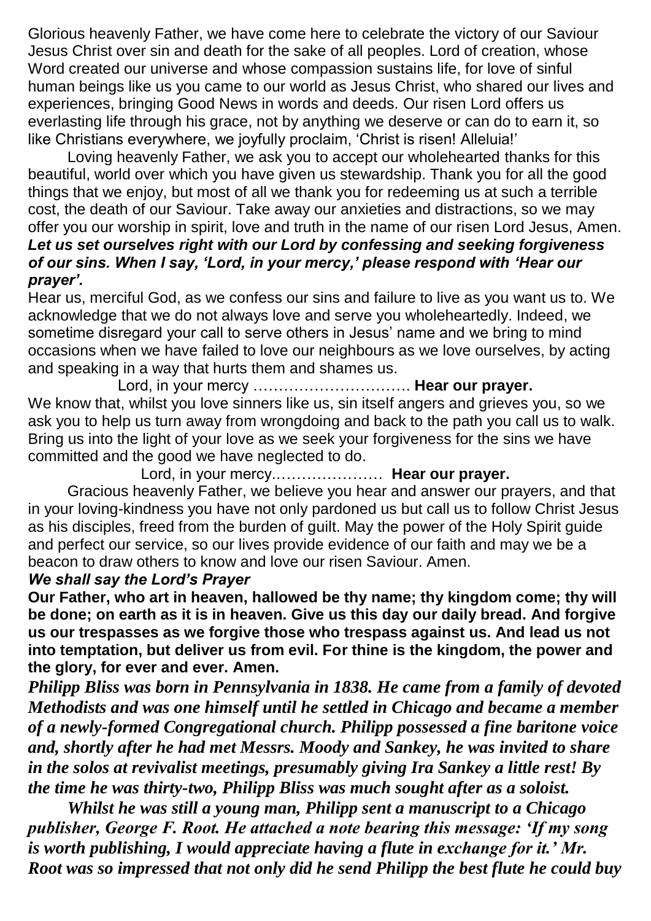Glorious heavenly Father, we have come here to celebrate the victory of our Saviour Jesus Christ over sin and death for the sake of all peoples. Lord of creation, whose Word created our universe and whose compassion sustains life, for love of sinful human beings like us you came to our world as Jesus Christ, who shared our lives and experiences, bringing Good News in words and deeds. Our risen Lord offers us everlasting life through his grace, not by anything we deserve or can do to earn it, so like Christians everywhere, we joyfully proclaim, 'Christ is risen! Alleluia!'

Loving heavenly Father, we ask you to accept our wholehearted thanks for this beautiful, world over which you have given us stewardship. Thank you for all the good things that we enjoy, but most of all we thank you for redeeming us at such a terrible cost, the death of our Saviour. Take away our anxieties and distractions, so we may offer you our worship in spirit, love and truth in the name of our risen Lord Jesus, Amen.

***Let us set ourselves right with our Lord by confessing and seeking forgiveness of our sins. When I say, 'Lord, in your mercy,' please respond with 'Hear our prayer'.***

Hear us, merciful God, as we confess our sins and failure to live as you want us to. We acknowledge that we do not always love and serve you wholeheartedly. Indeed, we sometime disregard your call to serve others in Jesus' name and we bring to mind occasions when we have failed to love our neighbours as we love ourselves, by acting and speaking in a way that hurts them and shames us.

Lord, in your mercy …………………………. **Hear our prayer.**

We know that, whilst you love sinners like us, sin itself angers and grieves you, so we ask you to help us turn away from wrongdoing and back to the path you call us to walk. Bring us into the light of your love as we seek your forgiveness for the sins we have committed and the good we have neglected to do.

Lord, in your mercy.………………… **Hear our prayer.**

Gracious heavenly Father, we believe you hear and answer our prayers, and that in your loving-kindness you have not only pardoned us but call us to follow Christ Jesus as his disciples, freed from the burden of guilt. May the power of the Holy Spirit guide and perfect our service, so our lives provide evidence of our faith and may we be a beacon to draw others to know and love our risen Saviour. Amen.

***We shall say the Lord's Prayer***

**Our Father, who art in heaven, hallowed be thy name; thy kingdom come; thy will be done; on earth as it is in heaven. Give us this day our daily bread. And forgive us our trespasses as we forgive those who trespass against us. And lead us not into temptation, but deliver us from evil. For thine is the kingdom, the power and the glory, for ever and ever. Amen.**

***Philipp Bliss was born in Pennsylvania in 1838. He came from a family of devoted Methodists and was one himself until he settled in Chicago and became a member of a newly-formed Congregational church. Philipp possessed a fine baritone voice and, shortly after he had met Messrs. Moody and Sankey, he was invited to share in the solos at revivalist meetings, presumably giving Ira Sankey a little rest! By the time he was thirty-two, Philipp Bliss was much sought after as a soloist.***

***Whilst he was still a young man, Philipp sent a manuscript to a Chicago publisher, George F. Root. He attached a note bearing this message: 'If my song is worth publishing, I would appreciate having a flute in exchange for it.' Mr. Root was so impressed that not only did he send Philipp the best flute he could buy***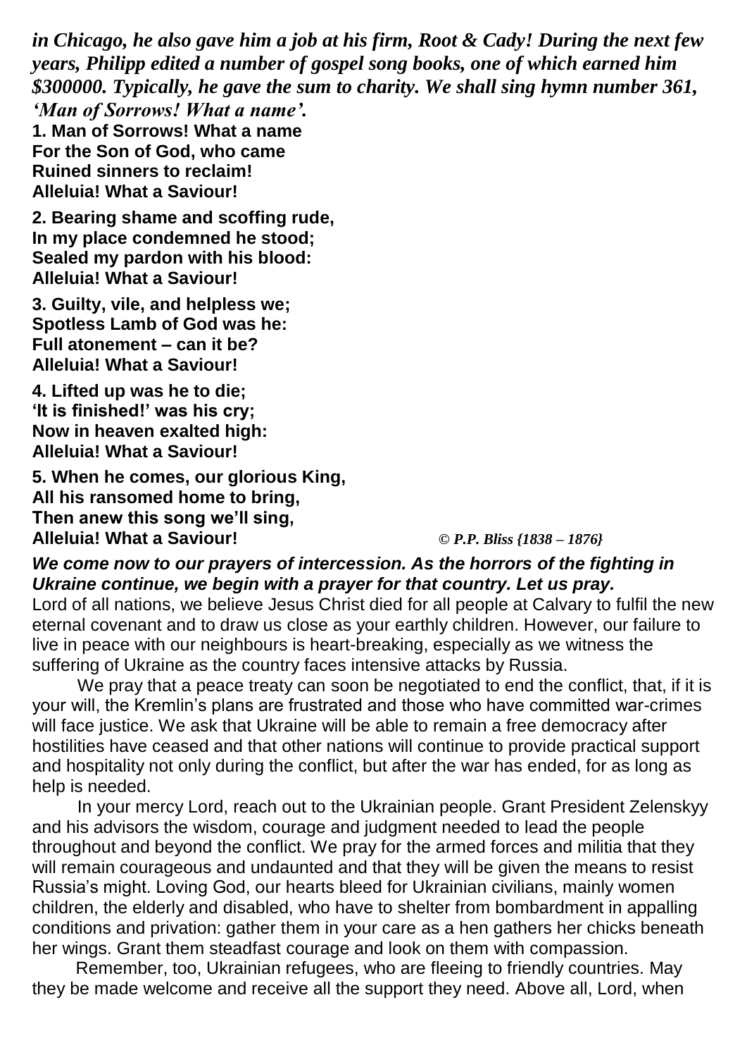***in Chicago, he also gave him a job at his firm, Root & Cady! During the next few years, Philipp edited a number of gospel song books, one of which earned him $300000. Typically, he gave the sum to charity. We shall sing hymn number 361, 'Man of Sorrows! What a name'.***

**1. Man of Sorrows! What a name**
**For the Son of God, who came**
**Ruined sinners to reclaim!**
**Alleluia! What a Saviour!**

**2. Bearing shame and scoffing rude,**
**In my place condemned he stood;**
**Sealed my pardon with his blood:**
**Alleluia! What a Saviour!**

**3. Guilty, vile, and helpless we;**
**Spotless Lamb of God was he:**
**Full atonement – can it be?**
**Alleluia! What a Saviour!**

**4. Lifted up was he to die;**
**'It is finished!' was his cry;**
**Now in heaven exalted high:**
**Alleluia! What a Saviour!**

**5. When he comes, our glorious King,**
**All his ransomed home to bring,**
**Then anew this song we'll sing,**
**Alleluia! What a Saviour!** *© P.P. Bliss {1838 – 1876}*

***We come now to our prayers of intercession. As the horrors of the fighting in Ukraine continue, we begin with a prayer for that country. Let us pray.***

Lord of all nations, we believe Jesus Christ died for all people at Calvary to fulfil the new eternal covenant and to draw us close as your earthly children. However, our failure to live in peace with our neighbours is heart-breaking, especially as we witness the suffering of Ukraine as the country faces intensive attacks by Russia.

We pray that a peace treaty can soon be negotiated to end the conflict, that, if it is your will, the Kremlin's plans are frustrated and those who have committed war-crimes will face justice. We ask that Ukraine will be able to remain a free democracy after hostilities have ceased and that other nations will continue to provide practical support and hospitality not only during the conflict, but after the war has ended, for as long as help is needed.

In your mercy Lord, reach out to the Ukrainian people. Grant President Zelenskyy and his advisors the wisdom, courage and judgment needed to lead the people throughout and beyond the conflict. We pray for the armed forces and militia that they will remain courageous and undaunted and that they will be given the means to resist Russia's might. Loving God, our hearts bleed for Ukrainian civilians, mainly women children, the elderly and disabled, who have to shelter from bombardment in appalling conditions and privation: gather them in your care as a hen gathers her chicks beneath her wings. Grant them steadfast courage and look on them with compassion.

Remember, too, Ukrainian refugees, who are fleeing to friendly countries. May they be made welcome and receive all the support they need. Above all, Lord, when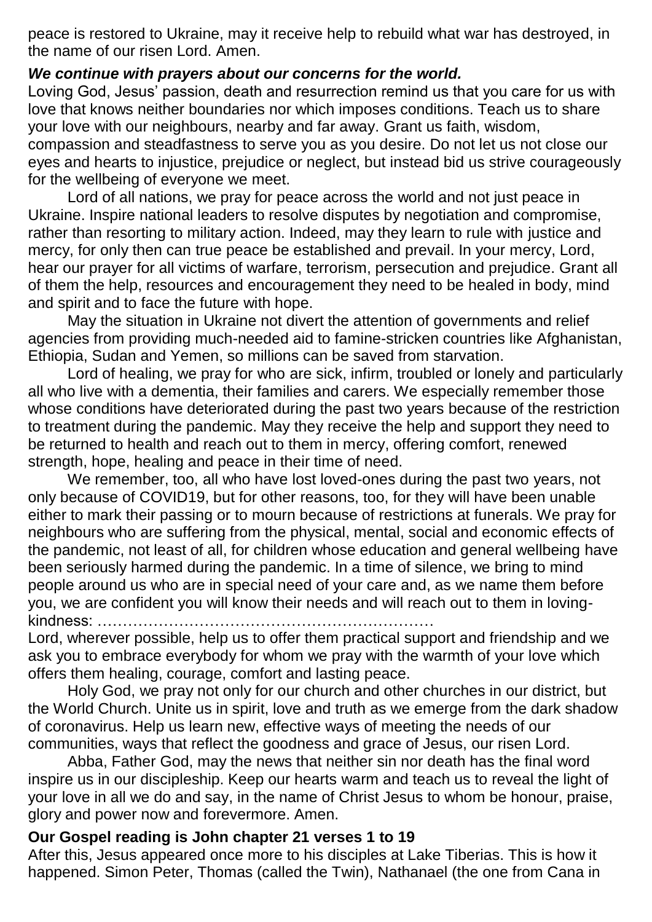peace is restored to Ukraine, may it receive help to rebuild what war has destroyed, in the name of our risen Lord. Amen.

***We continue with prayers about our concerns for the world.***

Loving God, Jesus' passion, death and resurrection remind us that you care for us with love that knows neither boundaries nor which imposes conditions. Teach us to share your love with our neighbours, nearby and far away. Grant us faith, wisdom, compassion and steadfastness to serve you as you desire. Do not let us not close our eyes and hearts to injustice, prejudice or neglect, but instead bid us strive courageously for the wellbeing of everyone we meet.

Lord of all nations, we pray for peace across the world and not just peace in Ukraine. Inspire national leaders to resolve disputes by negotiation and compromise, rather than resorting to military action. Indeed, may they learn to rule with justice and mercy, for only then can true peace be established and prevail. In your mercy, Lord, hear our prayer for all victims of warfare, terrorism, persecution and prejudice. Grant all of them the help, resources and encouragement they need to be healed in body, mind and spirit and to face the future with hope.

May the situation in Ukraine not divert the attention of governments and relief agencies from providing much-needed aid to famine-stricken countries like Afghanistan, Ethiopia, Sudan and Yemen, so millions can be saved from starvation.

Lord of healing, we pray for who are sick, infirm, troubled or lonely and particularly all who live with a dementia, their families and carers. We especially remember those whose conditions have deteriorated during the past two years because of the restriction to treatment during the pandemic. May they receive the help and support they need to be returned to health and reach out to them in mercy, offering comfort, renewed strength, hope, healing and peace in their time of need.

We remember, too, all who have lost loved-ones during the past two years, not only because of COVID19, but for other reasons, too, for they will have been unable either to mark their passing or to mourn because of restrictions at funerals. We pray for neighbours who are suffering from the physical, mental, social and economic effects of the pandemic, not least of all, for children whose education and general wellbeing have been seriously harmed during the pandemic. In a time of silence, we bring to mind people around us who are in special need of your care and, as we name them before you, we are confident you will know their needs and will reach out to them in loving-kindness: …………………………………………………………

Lord, wherever possible, help us to offer them practical support and friendship and we ask you to embrace everybody for whom we pray with the warmth of your love which offers them healing, courage, comfort and lasting peace.

Holy God, we pray not only for our church and other churches in our district, but the World Church. Unite us in spirit, love and truth as we emerge from the dark shadow of coronavirus. Help us learn new, effective ways of meeting the needs of our communities, ways that reflect the goodness and grace of Jesus, our risen Lord.

Abba, Father God, may the news that neither sin nor death has the final word inspire us in our discipleship. Keep our hearts warm and teach us to reveal the light of your love in all we do and say, in the name of Christ Jesus to whom be honour, praise, glory and power now and forevermore. Amen.

**Our Gospel reading is John chapter 21 verses 1 to 19**

After this, Jesus appeared once more to his disciples at Lake Tiberias. This is how it happened. Simon Peter, Thomas (called the Twin), Nathanael (the one from Cana in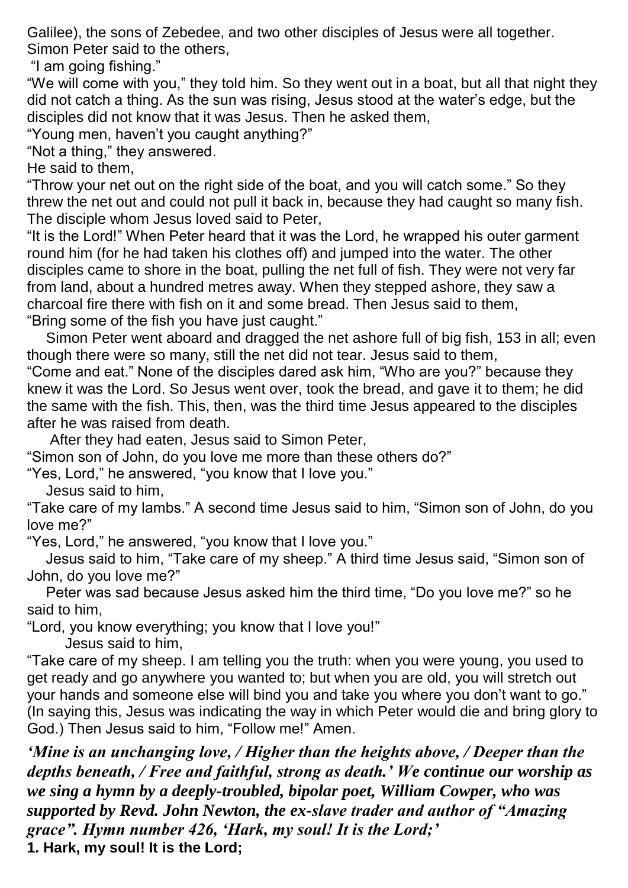Galilee), the sons of Zebedee, and two other disciples of Jesus were all together. Simon Peter said to the others,

"I am going fishing."

"We will come with you," they told him. So they went out in a boat, but all that night they did not catch a thing. As the sun was rising, Jesus stood at the water's edge, but the disciples did not know that it was Jesus. Then he asked them,

"Young men, haven't you caught anything?"

"Not a thing," they answered.

He said to them,

"Throw your net out on the right side of the boat, and you will catch some." So they threw the net out and could not pull it back in, because they had caught so many fish. The disciple whom Jesus loved said to Peter,

"It is the Lord!" When Peter heard that it was the Lord, he wrapped his outer garment round him (for he had taken his clothes off) and jumped into the water. The other disciples came to shore in the boat, pulling the net full of fish. They were not very far from land, about a hundred metres away. When they stepped ashore, they saw a charcoal fire there with fish on it and some bread. Then Jesus said to them,

"Bring some of the fish you have just caught."

Simon Peter went aboard and dragged the net ashore full of big fish, 153 in all; even though there were so many, still the net did not tear. Jesus said to them,

"Come and eat." None of the disciples dared ask him, "Who are you?" because they knew it was the Lord. So Jesus went over, took the bread, and gave it to them; he did the same with the fish. This, then, was the third time Jesus appeared to the disciples after he was raised from death.

After they had eaten, Jesus said to Simon Peter,

"Simon son of John, do you love me more than these others do?"

"Yes, Lord," he answered, "you know that I love you."

Jesus said to him,

"Take care of my lambs." A second time Jesus said to him, "Simon son of John, do you love me?"

"Yes, Lord," he answered, "you know that I love you."

Jesus said to him, "Take care of my sheep." A third time Jesus said, "Simon son of John, do you love me?"

Peter was sad because Jesus asked him the third time, "Do you love me?" so he said to him,

"Lord, you know everything; you know that I love you!"

Jesus said to him,

"Take care of my sheep. I am telling you the truth: when you were young, you used to get ready and go anywhere you wanted to; but when you are old, you will stretch out your hands and someone else will bind you and take you where you don't want to go." (In saying this, Jesus was indicating the way in which Peter would die and bring glory to God.) Then Jesus said to him, "Follow me!" Amen.

***'Mine is an unchanging love, / Higher than the heights above, / Deeper than the depths beneath, / Free and faithful, strong as death.' We continue our worship as we sing a hymn by a deeply-troubled, bipolar poet, William Cowper, who was supported by Revd. John Newton, the ex-slave trader and author of "Amazing grace". Hymn number 426, 'Hark, my soul! It is the Lord;'***

**1. Hark, my soul! It is the Lord;**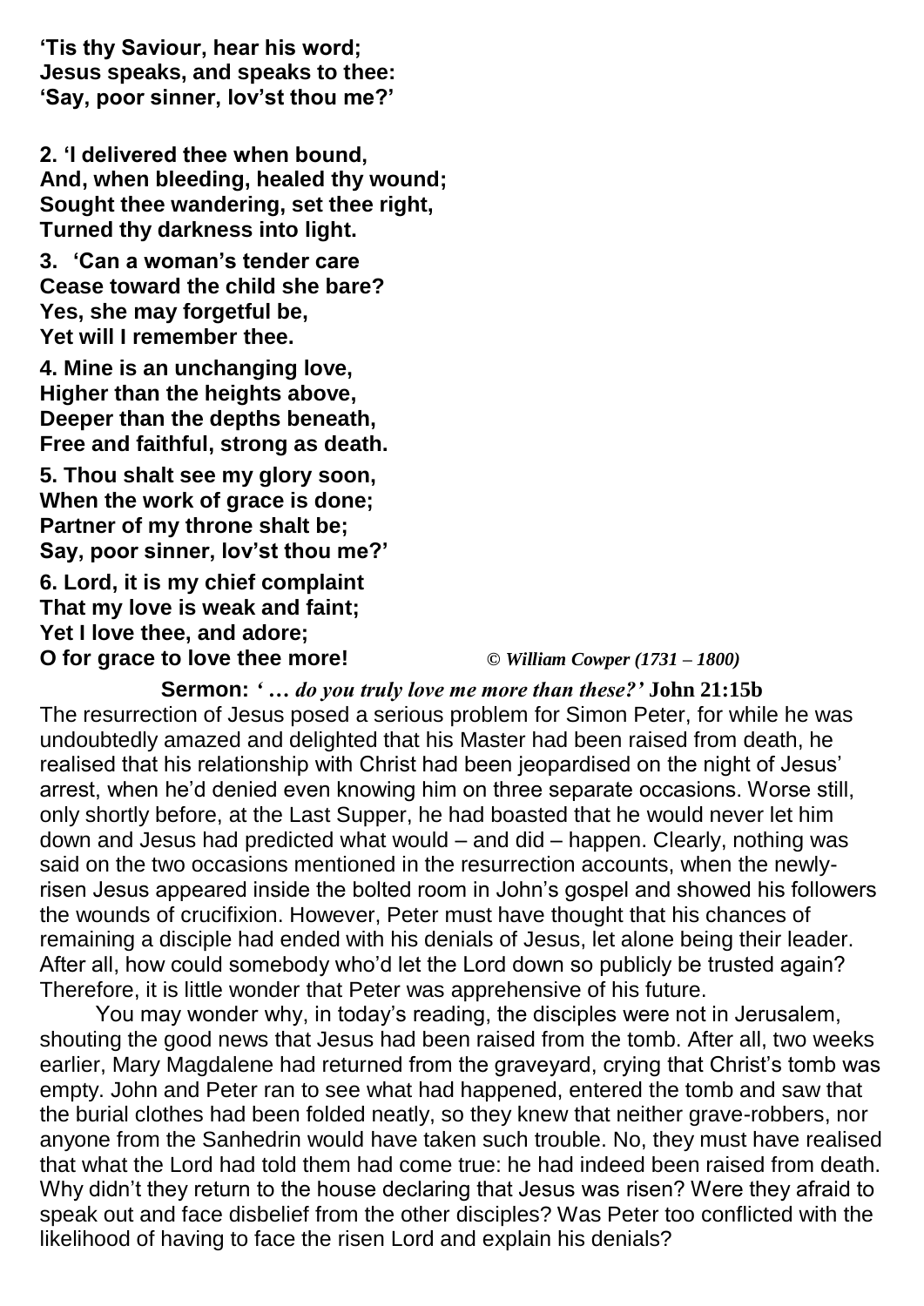**'Tis thy Saviour, hear his word;**
**Jesus speaks, and speaks to thee:**
**'Say, poor sinner, lov'st thou me?'**

**2. 'I delivered thee when bound,**
**And, when bleeding, healed thy wound;**
**Sought thee wandering, set thee right,**
**Turned thy darkness into light.**

**3. 'Can a woman's tender care**
**Cease toward the child she bare?**
**Yes, she may forgetful be,**
**Yet will I remember thee.**

**4. Mine is an unchanging love,**
**Higher than the heights above,**
**Deeper than the depths beneath,**
**Free and faithful, strong as death.**

**5. Thou shalt see my glory soon,**
**When the work of grace is done;**
**Partner of my throne shalt be;**
**Say, poor sinner, lov'st thou me?'**

**6. Lord, it is my chief complaint**
**That my love is weak and faint;**
**Yet I love thee, and adore;**
**O for grace to love thee more!** *© William Cowper (1731 – 1800)*

**Sermon:** *' … do you truly love me more than these?'* **John 21:15b**

The resurrection of Jesus posed a serious problem for Simon Peter, for while he was undoubtedly amazed and delighted that his Master had been raised from death, he realised that his relationship with Christ had been jeopardised on the night of Jesus' arrest, when he'd denied even knowing him on three separate occasions. Worse still, only shortly before, at the Last Supper, he had boasted that he would never let him down and Jesus had predicted what would – and did – happen. Clearly, nothing was said on the two occasions mentioned in the resurrection accounts, when the newly-risen Jesus appeared inside the bolted room in John's gospel and showed his followers the wounds of crucifixion. However, Peter must have thought that his chances of remaining a disciple had ended with his denials of Jesus, let alone being their leader. After all, how could somebody who'd let the Lord down so publicly be trusted again? Therefore, it is little wonder that Peter was apprehensive of his future.

You may wonder why, in today's reading, the disciples were not in Jerusalem, shouting the good news that Jesus had been raised from the tomb. After all, two weeks earlier, Mary Magdalene had returned from the graveyard, crying that Christ's tomb was empty. John and Peter ran to see what had happened, entered the tomb and saw that the burial clothes had been folded neatly, so they knew that neither grave-robbers, nor anyone from the Sanhedrin would have taken such trouble. No, they must have realised that what the Lord had told them had come true: he had indeed been raised from death. Why didn't they return to the house declaring that Jesus was risen? Were they afraid to speak out and face disbelief from the other disciples? Was Peter too conflicted with the likelihood of having to face the risen Lord and explain his denials?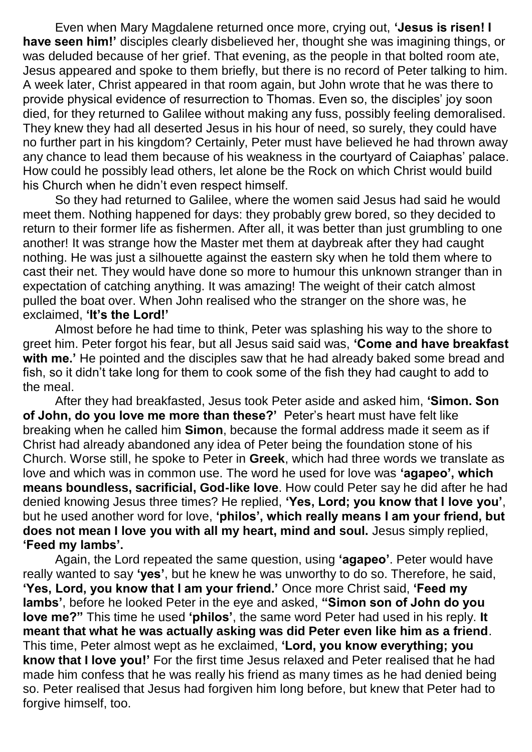Even when Mary Magdalene returned once more, crying out, **'Jesus is risen! I have seen him!'** disciples clearly disbelieved her, thought she was imagining things, or was deluded because of her grief. That evening, as the people in that bolted room ate, Jesus appeared and spoke to them briefly, but there is no record of Peter talking to him. A week later, Christ appeared in that room again, but John wrote that he was there to provide physical evidence of resurrection to Thomas. Even so, the disciples' joy soon died, for they returned to Galilee without making any fuss, possibly feeling demoralised. They knew they had all deserted Jesus in his hour of need, so surely, they could have no further part in his kingdom? Certainly, Peter must have believed he had thrown away any chance to lead them because of his weakness in the courtyard of Caiaphas' palace. How could he possibly lead others, let alone be the Rock on which Christ would build his Church when he didn't even respect himself.

So they had returned to Galilee, where the women said Jesus had said he would meet them. Nothing happened for days: they probably grew bored, so they decided to return to their former life as fishermen. After all, it was better than just grumbling to one another! It was strange how the Master met them at daybreak after they had caught nothing. He was just a silhouette against the eastern sky when he told them where to cast their net. They would have done so more to humour this unknown stranger than in expectation of catching anything. It was amazing! The weight of their catch almost pulled the boat over. When John realised who the stranger on the shore was, he exclaimed, **'It's the Lord!'**

Almost before he had time to think, Peter was splashing his way to the shore to greet him. Peter forgot his fear, but all Jesus said said was, **'Come and have breakfast with me.'** He pointed and the disciples saw that he had already baked some bread and fish, so it didn't take long for them to cook some of the fish they had caught to add to the meal.

After they had breakfasted, Jesus took Peter aside and asked him, **'Simon. Son of John, do you love me more than these?'** Peter's heart must have felt like breaking when he called him **Simon**, because the formal address made it seem as if Christ had already abandoned any idea of Peter being the foundation stone of his Church. Worse still, he spoke to Peter in **Greek**, which had three words we translate as love and which was in common use. The word he used for love was **'agapeo', which means boundless, sacrificial, God-like love**. How could Peter say he did after he had denied knowing Jesus three times? He replied, **'Yes, Lord; you know that I love you'**, but he used another word for love, **'philos', which really means I am your friend, but does not mean I love you with all my heart, mind and soul.** Jesus simply replied, **'Feed my lambs'.**

Again, the Lord repeated the same question, using **'agapeo'**. Peter would have really wanted to say **'yes'**, but he knew he was unworthy to do so. Therefore, he said, **'Yes, Lord, you know that I am your friend.'** Once more Christ said, **'Feed my lambs'**, before he looked Peter in the eye and asked, **"Simon son of John do you love me?"** This time he used **'philos'**, the same word Peter had used in his reply. **It meant that what he was actually asking was did Peter even like him as a friend**. This time, Peter almost wept as he exclaimed, **'Lord, you know everything; you know that I love you!'** For the first time Jesus relaxed and Peter realised that he had made him confess that he was really his friend as many times as he had denied being so. Peter realised that Jesus had forgiven him long before, but knew that Peter had to forgive himself, too.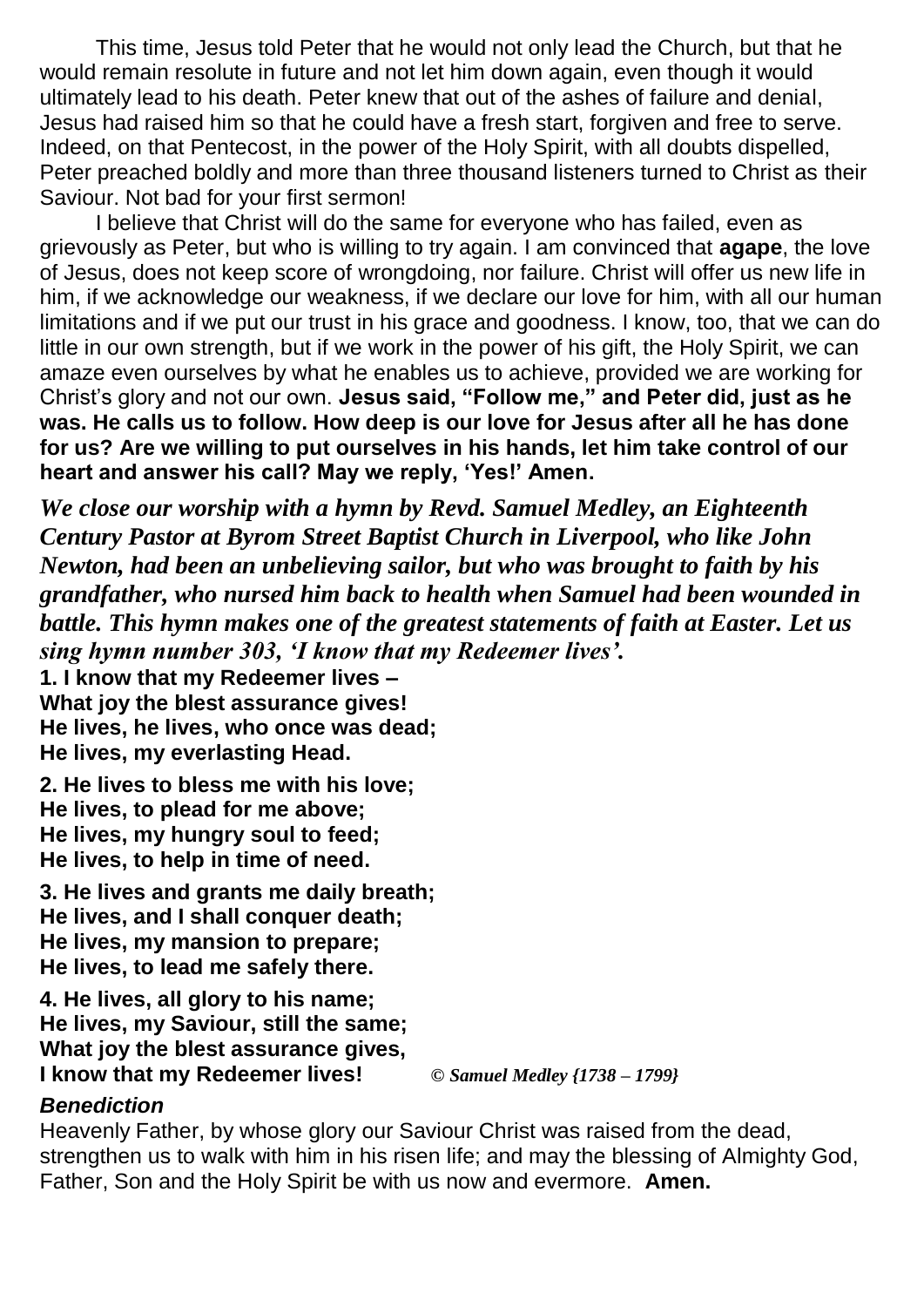This time, Jesus told Peter that he would not only lead the Church, but that he would remain resolute in future and not let him down again, even though it would ultimately lead to his death. Peter knew that out of the ashes of failure and denial, Jesus had raised him so that he could have a fresh start, forgiven and free to serve. Indeed, on that Pentecost, in the power of the Holy Spirit, with all doubts dispelled, Peter preached boldly and more than three thousand listeners turned to Christ as their Saviour. Not bad for your first sermon!

I believe that Christ will do the same for everyone who has failed, even as grievously as Peter, but who is willing to try again. I am convinced that **agape**, the love of Jesus, does not keep score of wrongdoing, nor failure. Christ will offer us new life in him, if we acknowledge our weakness, if we declare our love for him, with all our human limitations and if we put our trust in his grace and goodness. I know, too, that we can do little in our own strength, but if we work in the power of his gift, the Holy Spirit, we can amaze even ourselves by what he enables us to achieve, provided we are working for Christ's glory and not our own. **Jesus said, "Follow me," and Peter did, just as he was. He calls us to follow. How deep is our love for Jesus after all he has done for us? Are we willing to put ourselves in his hands, let him take control of our heart and answer his call? May we reply, 'Yes!' Amen.**

***We close our worship with a hymn by Revd. Samuel Medley, an Eighteenth Century Pastor at Byrom Street Baptist Church in Liverpool, who like John Newton, had been an unbelieving sailor, but who was brought to faith by his grandfather, who nursed him back to health when Samuel had been wounded in battle. This hymn makes one of the greatest statements of faith at Easter. Let us sing hymn number 303, 'I know that my Redeemer lives'.***

**1. I know that my Redeemer lives –**
**What joy the blest assurance gives!**
**He lives, he lives, who once was dead;**
**He lives, my everlasting Head.**

**2. He lives to bless me with his love;**
**He lives, to plead for me above;**
**He lives, my hungry soul to feed;**
**He lives, to help in time of need.**

**3. He lives and grants me daily breath;**
**He lives, and I shall conquer death;**
**He lives, my mansion to prepare;**
**He lives, to lead me safely there.**

**4. He lives, all glory to his name;**
**He lives, my Saviour, still the same;**
**What joy the blest assurance gives,**
**I know that my Redeemer lives!** *© Samuel Medley {1738 – 1799}*

***Benediction***

Heavenly Father, by whose glory our Saviour Christ was raised from the dead, strengthen us to walk with him in his risen life; and may the blessing of Almighty God, Father, Son and the Holy Spirit be with us now and evermore. **Amen.**